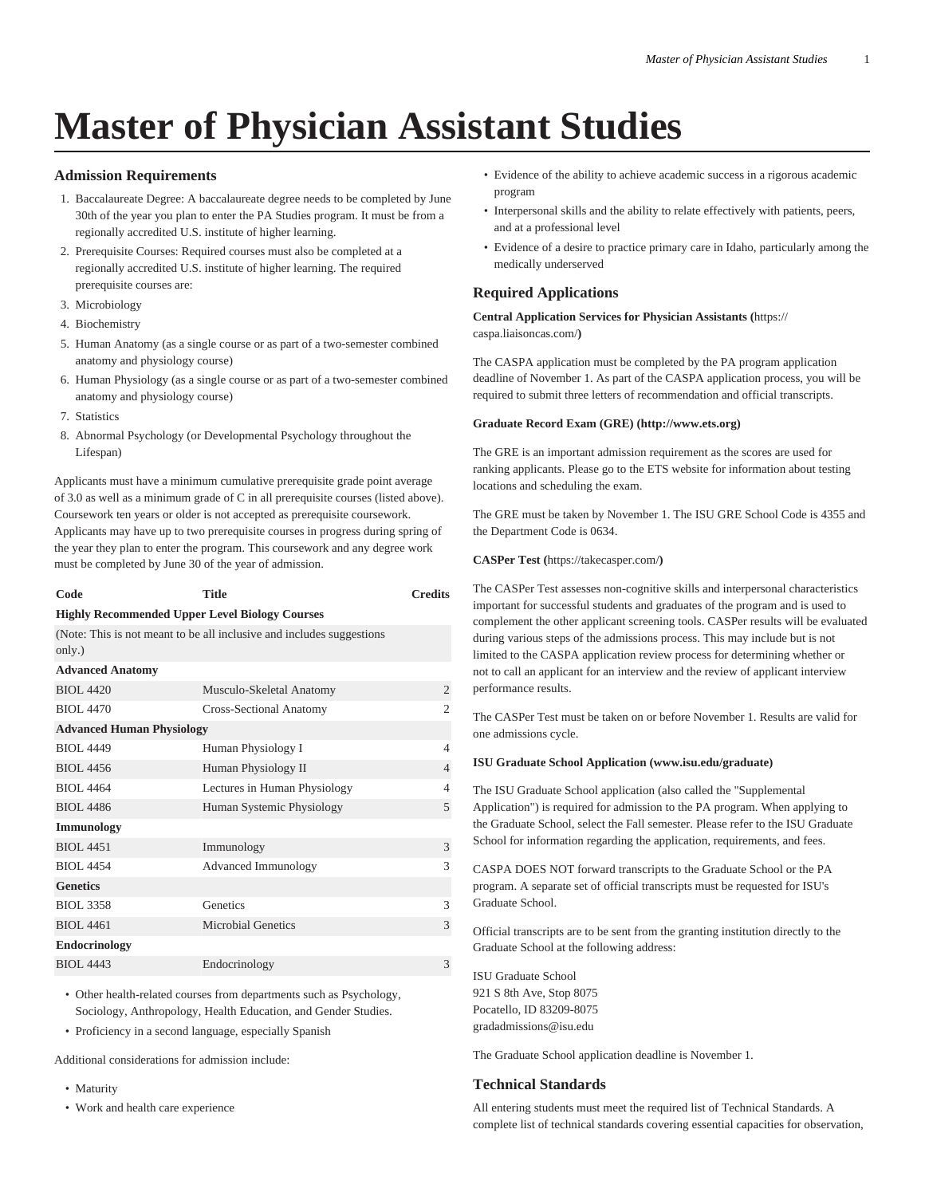# Master of Physician Assistant Studies

### Admission Requirements

1. Baccalaureate Degree: A baccalaureate degree needs to be completed by June 30th of the year you plan to enter the PA Studies program. It must be from a regionally accredited U.S. institute of higher learning.
2. Prerequisite Courses: Required courses must also be completed at a regionally accredited U.S. institute of higher learning. The required prerequisite courses are:
3. Microbiology
4. Biochemistry
5. Human Anatomy (as a single course or as part of a two-semester combined anatomy and physiology course)
6. Human Physiology (as a single course or as part of a two-semester combined anatomy and physiology course)
7. Statistics
8. Abnormal Psychology (or Developmental Psychology throughout the Lifespan)

Applicants must have a minimum cumulative prerequisite grade point average of 3.0 as well as a minimum grade of C in all prerequisite courses (listed above). Coursework ten years or older is not accepted as prerequisite coursework. Applicants may have up to two prerequisite courses in progress during spring of the year they plan to enter the program. This coursework and any degree work must be completed by June 30 of the year of admission.

| Code | Title | Credits |
|---|---|---|
| **Highly Recommended Upper Level Biology Courses** | | |
| (Note: This is not meant to be all inclusive and includes suggestions only.) | | |
| **Advanced Anatomy** | | |
| BIOL 4420 | Musculo-Skeletal Anatomy | 2 |
| BIOL 4470 | Cross-Sectional Anatomy | 2 |
| **Advanced Human Physiology** | | |
| BIOL 4449 | Human Physiology I | 4 |
| BIOL 4456 | Human Physiology II | 4 |
| BIOL 4464 | Lectures in Human Physiology | 4 |
| BIOL 4486 | Human Systemic Physiology | 5 |
| **Immunology** | | |
| BIOL 4451 | Immunology | 3 |
| BIOL 4454 | Advanced Immunology | 3 |
| **Genetics** | | |
| BIOL 3358 | Genetics | 3 |
| BIOL 4461 | Microbial Genetics | 3 |
| **Endocrinology** | | |
| BIOL 4443 | Endocrinology | 3 |

- Other health-related courses from departments such as Psychology, Sociology, Anthropology, Health Education, and Gender Studies.
- Proficiency in a second language, especially Spanish

Additional considerations for admission include:

- Maturity
- Work and health care experience
- Evidence of the ability to achieve academic success in a rigorous academic program
- Interpersonal skills and the ability to relate effectively with patients, peers, and at a professional level
- Evidence of a desire to practice primary care in Idaho, particularly among the medically underserved

### Required Applications

**Central Application Services for Physician Assistants (**https://caspa.liaisoncas.com/**)**

The CASPA application must be completed by the PA program application deadline of November 1. As part of the CASPA application process, you will be required to submit three letters of recommendation and official transcripts.

#### Graduate Record Exam (GRE) (http://www.ets.org)

The GRE is an important admission requirement as the scores are used for ranking applicants. Please go to the ETS website for information about testing locations and scheduling the exam.

The GRE must be taken by November 1. The ISU GRE School Code is 4355 and the Department Code is 0634.

**CASPer Test (**https://takecasper.com/**)**

The CASPer Test assesses non-cognitive skills and interpersonal characteristics important for successful students and graduates of the program and is used to complement the other applicant screening tools. CASPer results will be evaluated during various steps of the admissions process. This may include but is not limited to the CASPA application review process for determining whether or not to call an applicant for an interview and the review of applicant interview performance results.

The CASPer Test must be taken on or before November 1. Results are valid for one admissions cycle.

#### ISU Graduate School Application (www.isu.edu/graduate)

The ISU Graduate School application (also called the "Supplemental Application") is required for admission to the PA program. When applying to the Graduate School, select the Fall semester. Please refer to the ISU Graduate School for information regarding the application, requirements, and fees.

CASPA DOES NOT forward transcripts to the Graduate School or the PA program. A separate set of official transcripts must be requested for ISU's Graduate School.

Official transcripts are to be sent from the granting institution directly to the Graduate School at the following address:

ISU Graduate School
921 S 8th Ave, Stop 8075
Pocatello, ID 83209-8075
gradadmissions@isu.edu

The Graduate School application deadline is November 1.

### Technical Standards

All entering students must meet the required list of Technical Standards. A complete list of technical standards covering essential capacities for observation,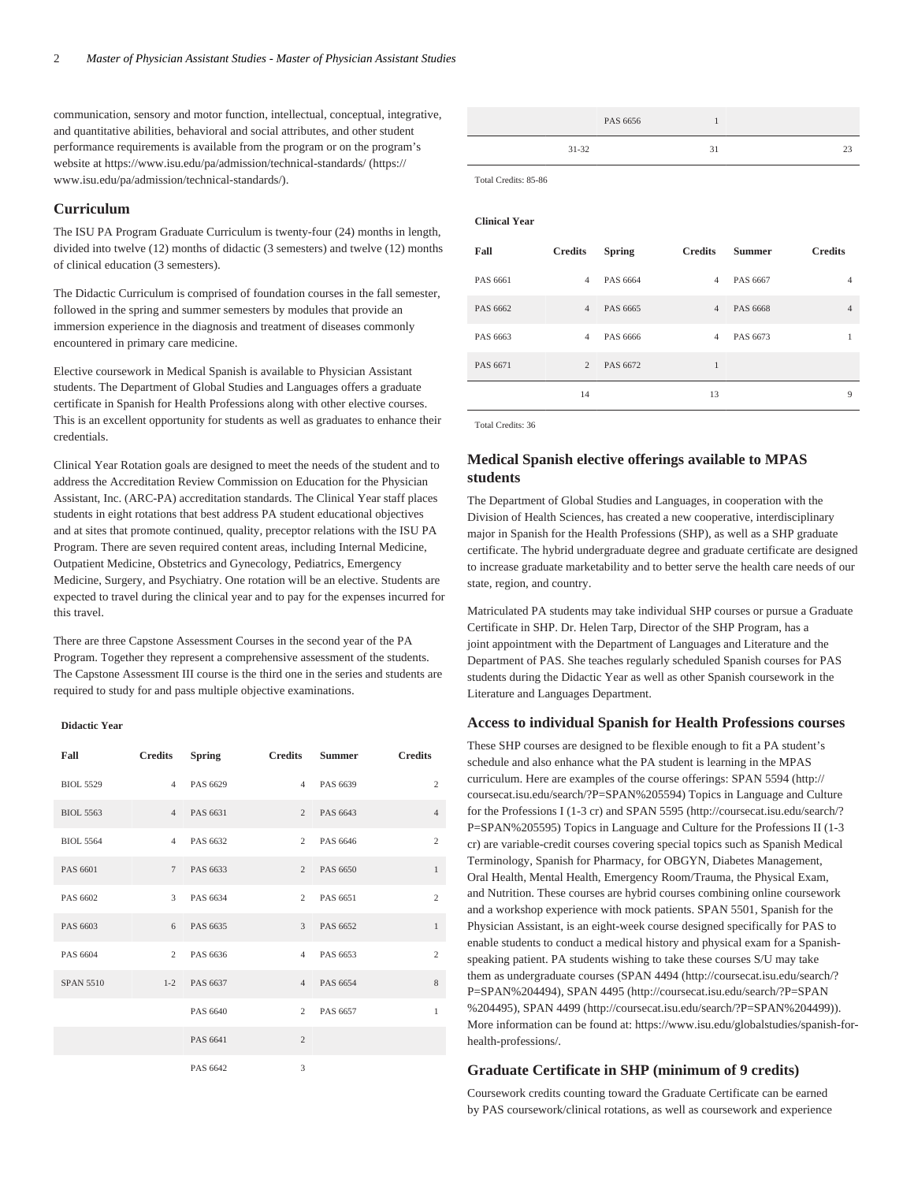communication, sensory and motor function, intellectual, conceptual, integrative, and quantitative abilities, behavioral and social attributes, and other student performance requirements is available from the program or on the program's website at https://www.isu.edu/pa/admission/technical-standards/ (https://www.isu.edu/pa/admission/technical-standards/).

## Curriculum

The ISU PA Program Graduate Curriculum is twenty-four (24) months in length, divided into twelve (12) months of didactic (3 semesters) and twelve (12) months of clinical education (3 semesters).

The Didactic Curriculum is comprised of foundation courses in the fall semester, followed in the spring and summer semesters by modules that provide an immersion experience in the diagnosis and treatment of diseases commonly encountered in primary care medicine.

Elective coursework in Medical Spanish is available to Physician Assistant students. The Department of Global Studies and Languages offers a graduate certificate in Spanish for Health Professions along with other elective courses. This is an excellent opportunity for students as well as graduates to enhance their credentials.

Clinical Year Rotation goals are designed to meet the needs of the student and to address the Accreditation Review Commission on Education for the Physician Assistant, Inc. (ARC-PA) accreditation standards. The Clinical Year staff places students in eight rotations that best address PA student educational objectives and at sites that promote continued, quality, preceptor relations with the ISU PA Program. There are seven required content areas, including Internal Medicine, Outpatient Medicine, Obstetrics and Gynecology, Pediatrics, Emergency Medicine, Surgery, and Psychiatry. One rotation will be an elective. Students are expected to travel during the clinical year and to pay for the expenses incurred for this travel.

There are three Capstone Assessment Courses in the second year of the PA Program. Together they represent a comprehensive assessment of the students. The Capstone Assessment III course is the third one in the series and students are required to study for and pass multiple objective examinations.

**Didactic Year**

| Fall | Credits | Spring | Credits | Summer | Credits |
|---|---|---|---|---|---|
| BIOL 5529 | 4 | PAS 6629 | 4 | PAS 6639 | 2 |
| BIOL 5563 | 4 | PAS 6631 | 2 | PAS 6643 | 4 |
| BIOL 5564 | 4 | PAS 6632 | 2 | PAS 6646 | 2 |
| PAS 6601 | 7 | PAS 6633 | 2 | PAS 6650 | 1 |
| PAS 6602 | 3 | PAS 6634 | 2 | PAS 6651 | 2 |
| PAS 6603 | 6 | PAS 6635 | 3 | PAS 6652 | 1 |
| PAS 6604 | 2 | PAS 6636 | 4 | PAS 6653 | 2 |
| SPAN 5510 | 1-2 | PAS 6637 | 4 | PAS 6654 | 8 |
| | | PAS 6640 | 2 | PAS 6657 | 1 |
| | | PAS 6641 | 2 | | |
| | | PAS 6642 | 3 | | |
| | | PAS 6656 | 1 | | |
| | 31-32 | | 31 | | 23 |

Total Credits: 85-86

**Clinical Year**

| Fall | Credits | Spring | Credits | Summer | Credits |
|---|---|---|---|---|---|
| PAS 6661 | 4 | PAS 6664 | 4 | PAS 6667 | 4 |
| PAS 6662 | 4 | PAS 6665 | 4 | PAS 6668 | 4 |
| PAS 6663 | 4 | PAS 6666 | 4 | PAS 6673 | 1 |
| PAS 6671 | 2 | PAS 6672 | 1 | | |
| | 14 | | 13 | | 9 |

Total Credits: 36

### Medical Spanish elective offerings available to MPAS students

The Department of Global Studies and Languages, in cooperation with the Division of Health Sciences, has created a new cooperative, interdisciplinary major in Spanish for the Health Professions (SHP), as well as a SHP graduate certificate. The hybrid undergraduate degree and graduate certificate are designed to increase graduate marketability and to better serve the health care needs of our state, region, and country.

Matriculated PA students may take individual SHP courses or pursue a Graduate Certificate in SHP. Dr. Helen Tarp, Director of the SHP Program, has a joint appointment with the Department of Languages and Literature and the Department of PAS. She teaches regularly scheduled Spanish courses for PAS students during the Didactic Year as well as other Spanish coursework in the Literature and Languages Department.

### Access to individual Spanish for Health Professions courses

These SHP courses are designed to be flexible enough to fit a PA student's schedule and also enhance what the PA student is learning in the MPAS curriculum. Here are examples of the course offerings: SPAN 5594 (http://coursecat.isu.edu/search/?P=SPAN%205594) Topics in Language and Culture for the Professions I (1-3 cr) and SPAN 5595 (http://coursecat.isu.edu/search/?P=SPAN%205595) Topics in Language and Culture for the Professions II (1-3 cr) are variable-credit courses covering special topics such as Spanish Medical Terminology, Spanish for Pharmacy, for OBGYN, Diabetes Management, Oral Health, Mental Health, Emergency Room/Trauma, the Physical Exam, and Nutrition. These courses are hybrid courses combining online coursework and a workshop experience with mock patients. SPAN 5501, Spanish for the Physician Assistant, is an eight-week course designed specifically for PAS to enable students to conduct a medical history and physical exam for a Spanish-speaking patient. PA students wishing to take these courses S/U may take them as undergraduate courses (SPAN 4494 (http://coursecat.isu.edu/search/?P=SPAN%204494), SPAN 4495 (http://coursecat.isu.edu/search/?P=SPAN%204495), SPAN 4499 (http://coursecat.isu.edu/search/?P=SPAN%204499)). More information can be found at: https://www.isu.edu/globalstudies/spanish-for-health-professions/.

### Graduate Certificate in SHP (minimum of 9 credits)

Coursework credits counting toward the Graduate Certificate can be earned by PAS coursework/clinical rotations, as well as coursework and experience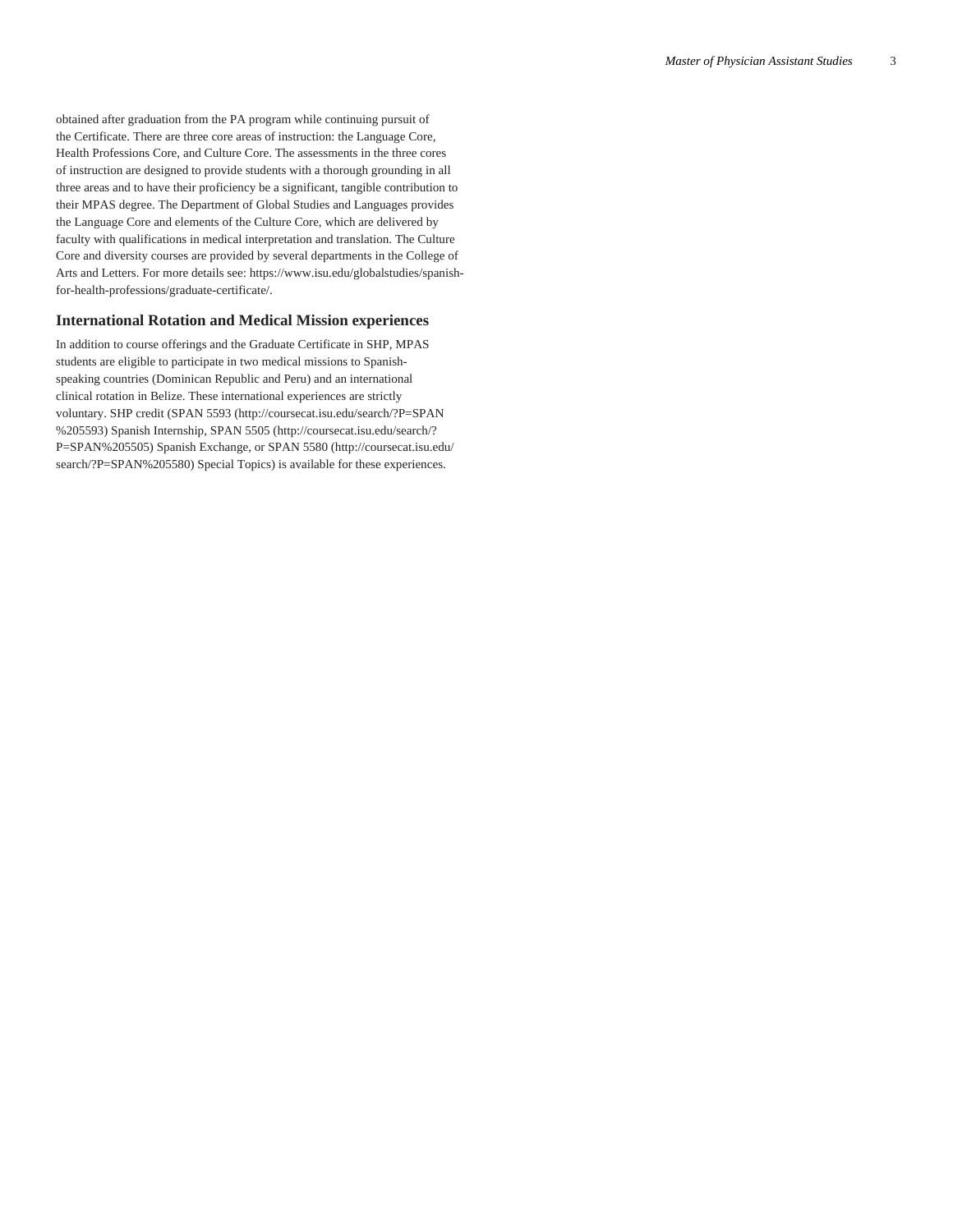obtained after graduation from the PA program while continuing pursuit of the Certificate. There are three core areas of instruction: the Language Core, Health Professions Core, and Culture Core. The assessments in the three cores of instruction are designed to provide students with a thorough grounding in all three areas and to have their proficiency be a significant, tangible contribution to their MPAS degree. The Department of Global Studies and Languages provides the Language Core and elements of the Culture Core, which are delivered by faculty with qualifications in medical interpretation and translation. The Culture Core and diversity courses are provided by several departments in the College of Arts and Letters. For more details see: https://www.isu.edu/globalstudies/spanish-for-health-professions/graduate-certificate/.

## International Rotation and Medical Mission experiences

In addition to course offerings and the Graduate Certificate in SHP, MPAS students are eligible to participate in two medical missions to Spanish-speaking countries (Dominican Republic and Peru) and an international clinical rotation in Belize. These international experiences are strictly voluntary. SHP credit (SPAN 5593 (http://coursecat.isu.edu/search/?P=SPAN%205593) Spanish Internship, SPAN 5505 (http://coursecat.isu.edu/search/?P=SPAN%205505) Spanish Exchange, or SPAN 5580 (http://coursecat.isu.edu/search/?P=SPAN%205580) Special Topics) is available for these experiences.